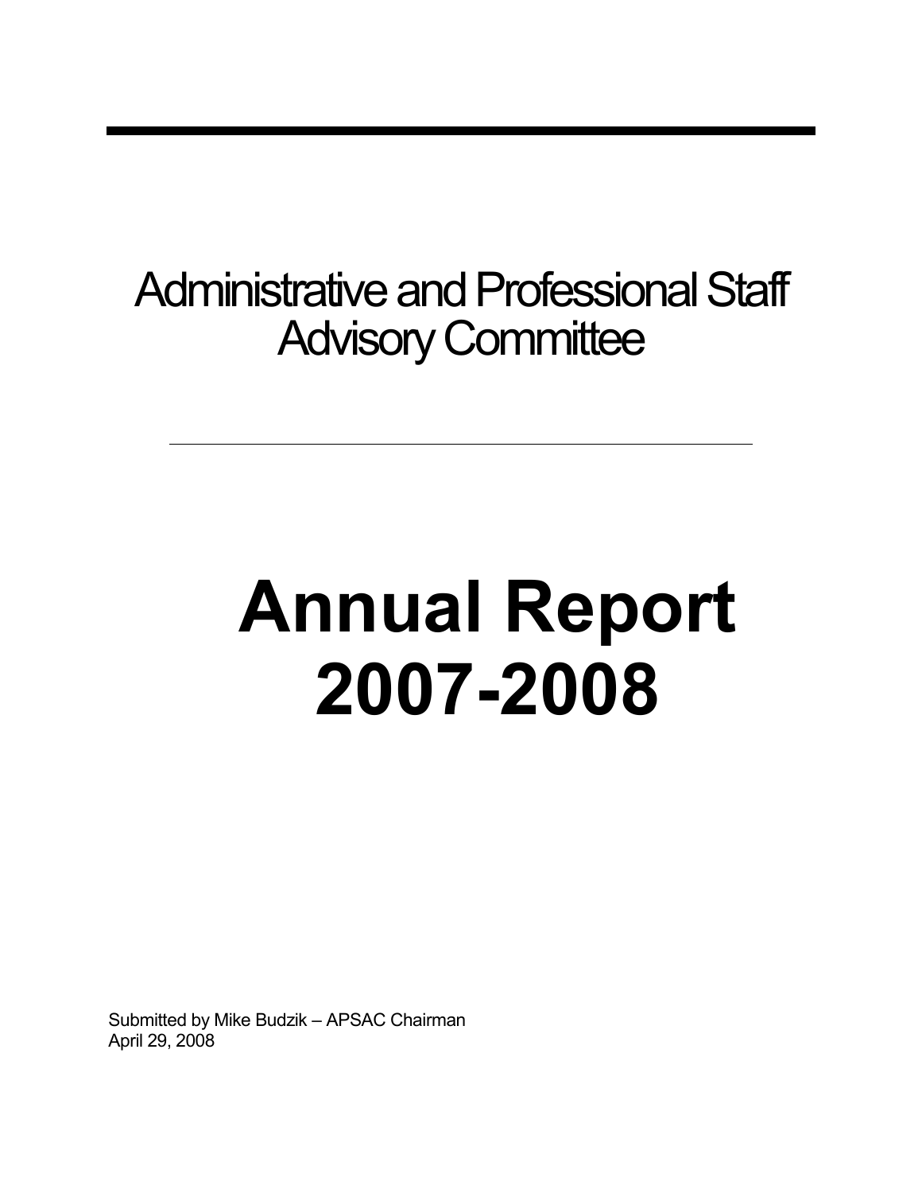# Administrative and Professional Staff Advisory Committee

---

# Annual Report 2007-2008

Submitted by Mike Budzik – APSAC Chairman
April 29, 2008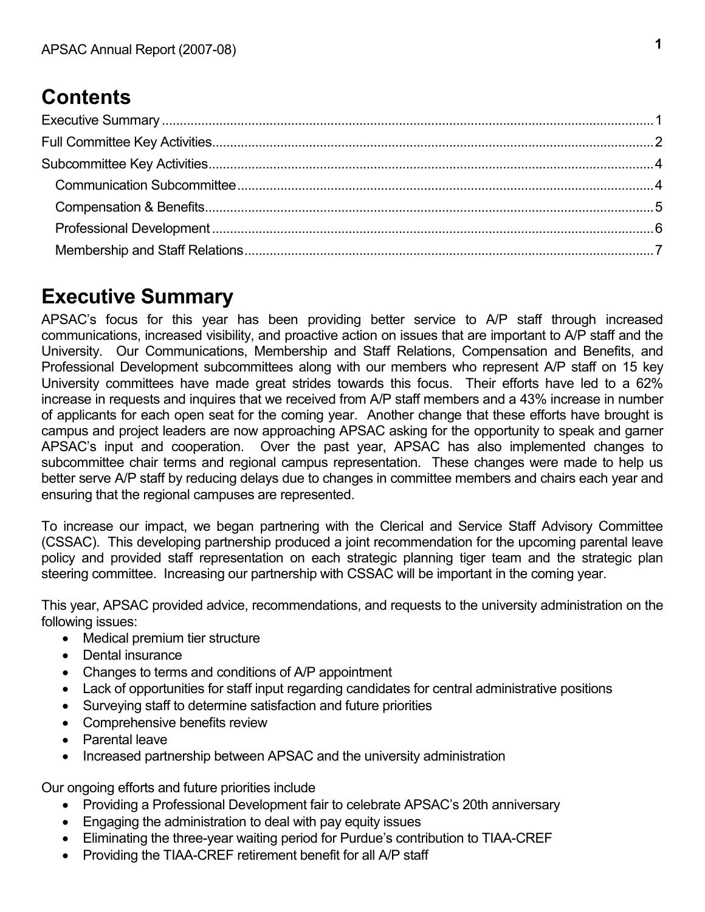# Contents

Executive Summary ........................................................................................................................... 1

Full Committee Key Activities........................................................................................................... 2

Subcommittee Key Activities............................................................................................................ 4

- Communication Subcommittee .................................................................................................... 4
- Compensation & Benefits............................................................................................................. 5
- Professional Development ........................................................................................................... 6
- Membership and Staff Relations .................................................................................................. 7

# Executive Summary

APSAC's focus for this year has been providing better service to A/P staff through increased communications, increased visibility, and proactive action on issues that are important to A/P staff and the University. Our Communications, Membership and Staff Relations, Compensation and Benefits, and Professional Development subcommittees along with our members who represent A/P staff on 15 key University committees have made great strides towards this focus. Their efforts have led to a 62% increase in requests and inquires that we received from A/P staff members and a 43% increase in number of applicants for each open seat for the coming year. Another change that these efforts have brought is campus and project leaders are now approaching APSAC asking for the opportunity to speak and garner APSAC's input and cooperation. Over the past year, APSAC has also implemented changes to subcommittee chair terms and regional campus representation. These changes were made to help us better serve A/P staff by reducing delays due to changes in committee members and chairs each year and ensuring that the regional campuses are represented.

To increase our impact, we began partnering with the Clerical and Service Staff Advisory Committee (CSSAC). This developing partnership produced a joint recommendation for the upcoming parental leave policy and provided staff representation on each strategic planning tiger team and the strategic plan steering committee. Increasing our partnership with CSSAC will be important in the coming year.

This year, APSAC provided advice, recommendations, and requests to the university administration on the following issues:

- Medical premium tier structure
- Dental insurance
- Changes to terms and conditions of A/P appointment
- Lack of opportunities for staff input regarding candidates for central administrative positions
- Surveying staff to determine satisfaction and future priorities
- Comprehensive benefits review
- Parental leave
- Increased partnership between APSAC and the university administration

Our ongoing efforts and future priorities include

- Providing a Professional Development fair to celebrate APSAC's 20th anniversary
- Engaging the administration to deal with pay equity issues
- Eliminating the three-year waiting period for Purdue's contribution to TIAA-CREF
- Providing the TIAA-CREF retirement benefit for all A/P staff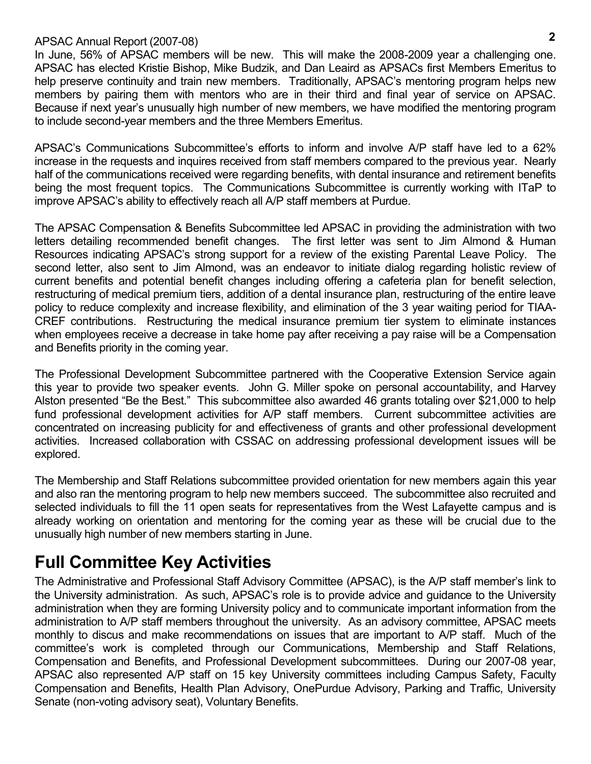In June, 56% of APSAC members will be new. This will make the 2008-2009 year a challenging one. APSAC has elected Kristie Bishop, Mike Budzik, and Dan Leaird as APSACs first Members Emeritus to help preserve continuity and train new members. Traditionally, APSAC's mentoring program helps new members by pairing them with mentors who are in their third and final year of service on APSAC. Because if next year's unusually high number of new members, we have modified the mentoring program to include second-year members and the three Members Emeritus.

APSAC's Communications Subcommittee's efforts to inform and involve A/P staff have led to a 62% increase in the requests and inquires received from staff members compared to the previous year. Nearly half of the communications received were regarding benefits, with dental insurance and retirement benefits being the most frequent topics. The Communications Subcommittee is currently working with ITaP to improve APSAC's ability to effectively reach all A/P staff members at Purdue.

The APSAC Compensation & Benefits Subcommittee led APSAC in providing the administration with two letters detailing recommended benefit changes. The first letter was sent to Jim Almond & Human Resources indicating APSAC's strong support for a review of the existing Parental Leave Policy. The second letter, also sent to Jim Almond, was an endeavor to initiate dialog regarding holistic review of current benefits and potential benefit changes including offering a cafeteria plan for benefit selection, restructuring of medical premium tiers, addition of a dental insurance plan, restructuring of the entire leave policy to reduce complexity and increase flexibility, and elimination of the 3 year waiting period for TIAA-CREF contributions. Restructuring the medical insurance premium tier system to eliminate instances when employees receive a decrease in take home pay after receiving a pay raise will be a Compensation and Benefits priority in the coming year.

The Professional Development Subcommittee partnered with the Cooperative Extension Service again this year to provide two speaker events. John G. Miller spoke on personal accountability, and Harvey Alston presented "Be the Best." This subcommittee also awarded 46 grants totaling over $21,000 to help fund professional development activities for A/P staff members. Current subcommittee activities are concentrated on increasing publicity for and effectiveness of grants and other professional development activities. Increased collaboration with CSSAC on addressing professional development issues will be explored.

The Membership and Staff Relations subcommittee provided orientation for new members again this year and also ran the mentoring program to help new members succeed. The subcommittee also recruited and selected individuals to fill the 11 open seats for representatives from the West Lafayette campus and is already working on orientation and mentoring for the coming year as these will be crucial due to the unusually high number of new members starting in June.

## Full Committee Key Activities

The Administrative and Professional Staff Advisory Committee (APSAC), is the A/P staff member's link to the University administration. As such, APSAC's role is to provide advice and guidance to the University administration when they are forming University policy and to communicate important information from the administration to A/P staff members throughout the university. As an advisory committee, APSAC meets monthly to discus and make recommendations on issues that are important to A/P staff. Much of the committee's work is completed through our Communications, Membership and Staff Relations, Compensation and Benefits, and Professional Development subcommittees. During our 2007-08 year, APSAC also represented A/P staff on 15 key University committees including Campus Safety, Faculty Compensation and Benefits, Health Plan Advisory, OnePurdue Advisory, Parking and Traffic, University Senate (non-voting advisory seat), Voluntary Benefits.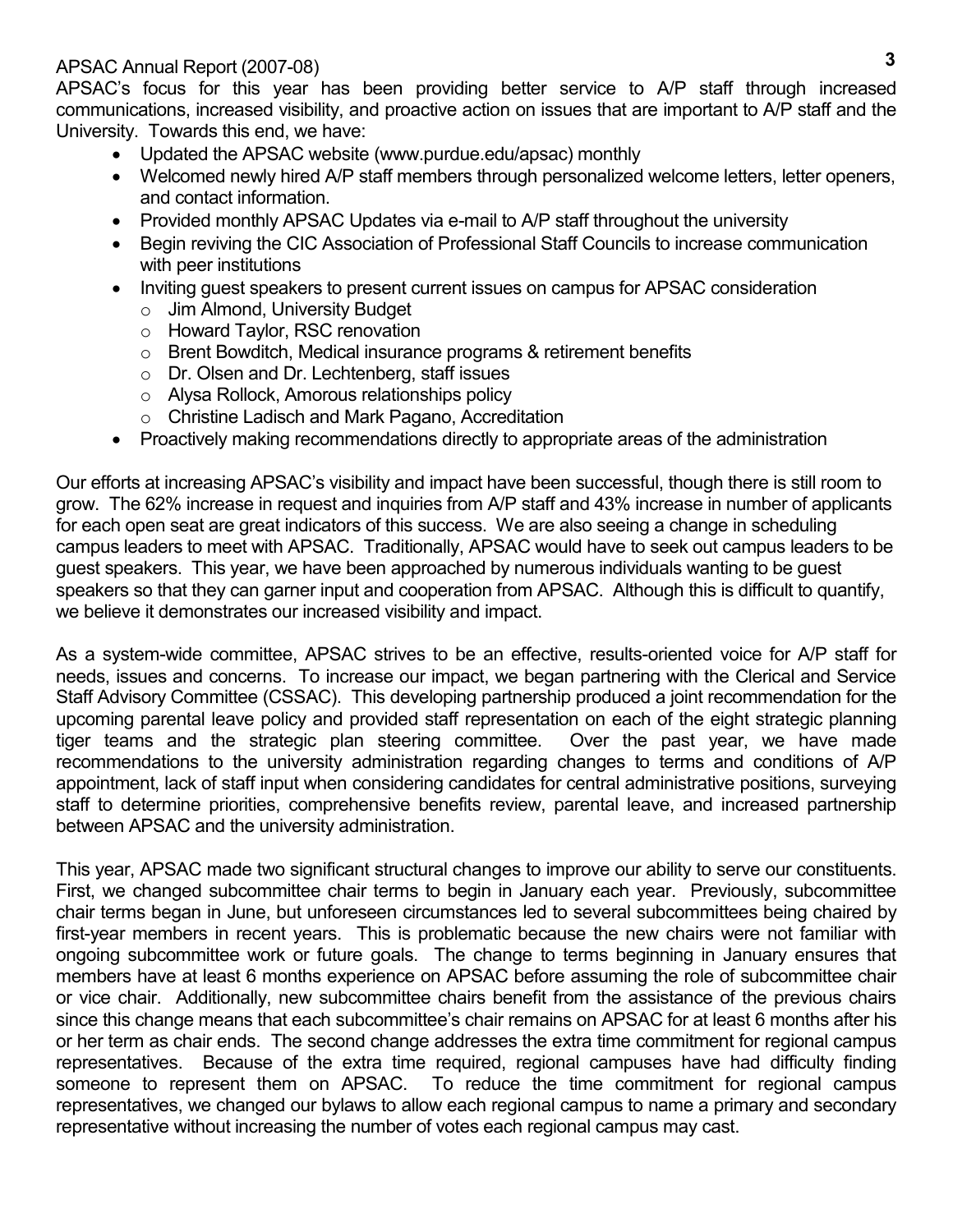APSAC Annual Report (2007-08)

APSAC's focus for this year has been providing better service to A/P staff through increased communications, increased visibility, and proactive action on issues that are important to A/P staff and the University. Towards this end, we have:

- Updated the APSAC website (www.purdue.edu/apsac) monthly
- Welcomed newly hired A/P staff members through personalized welcome letters, letter openers, and contact information.
- Provided monthly APSAC Updates via e-mail to A/P staff throughout the university
- Begin reviving the CIC Association of Professional Staff Councils to increase communication with peer institutions
- Inviting guest speakers to present current issues on campus for APSAC consideration
  - Jim Almond, University Budget
  - Howard Taylor, RSC renovation
  - Brent Bowditch, Medical insurance programs & retirement benefits
  - Dr. Olsen and Dr. Lechtenberg, staff issues
  - Alysa Rollock, Amorous relationships policy
  - Christine Ladisch and Mark Pagano, Accreditation
- Proactively making recommendations directly to appropriate areas of the administration

Our efforts at increasing APSAC's visibility and impact have been successful, though there is still room to grow. The 62% increase in request and inquiries from A/P staff and 43% increase in number of applicants for each open seat are great indicators of this success. We are also seeing a change in scheduling campus leaders to meet with APSAC. Traditionally, APSAC would have to seek out campus leaders to be guest speakers. This year, we have been approached by numerous individuals wanting to be guest speakers so that they can garner input and cooperation from APSAC. Although this is difficult to quantify, we believe it demonstrates our increased visibility and impact.

As a system-wide committee, APSAC strives to be an effective, results-oriented voice for A/P staff for needs, issues and concerns. To increase our impact, we began partnering with the Clerical and Service Staff Advisory Committee (CSSAC). This developing partnership produced a joint recommendation for the upcoming parental leave policy and provided staff representation on each of the eight strategic planning tiger teams and the strategic plan steering committee. Over the past year, we have made recommendations to the university administration regarding changes to terms and conditions of A/P appointment, lack of staff input when considering candidates for central administrative positions, surveying staff to determine priorities, comprehensive benefits review, parental leave, and increased partnership between APSAC and the university administration.

This year, APSAC made two significant structural changes to improve our ability to serve our constituents. First, we changed subcommittee chair terms to begin in January each year. Previously, subcommittee chair terms began in June, but unforeseen circumstances led to several subcommittees being chaired by first-year members in recent years. This is problematic because the new chairs were not familiar with ongoing subcommittee work or future goals. The change to terms beginning in January ensures that members have at least 6 months experience on APSAC before assuming the role of subcommittee chair or vice chair. Additionally, new subcommittee chairs benefit from the assistance of the previous chairs since this change means that each subcommittee's chair remains on APSAC for at least 6 months after his or her term as chair ends. The second change addresses the extra time commitment for regional campus representatives. Because of the extra time required, regional campuses have had difficulty finding someone to represent them on APSAC. To reduce the time commitment for regional campus representatives, we changed our bylaws to allow each regional campus to name a primary and secondary representative without increasing the number of votes each regional campus may cast.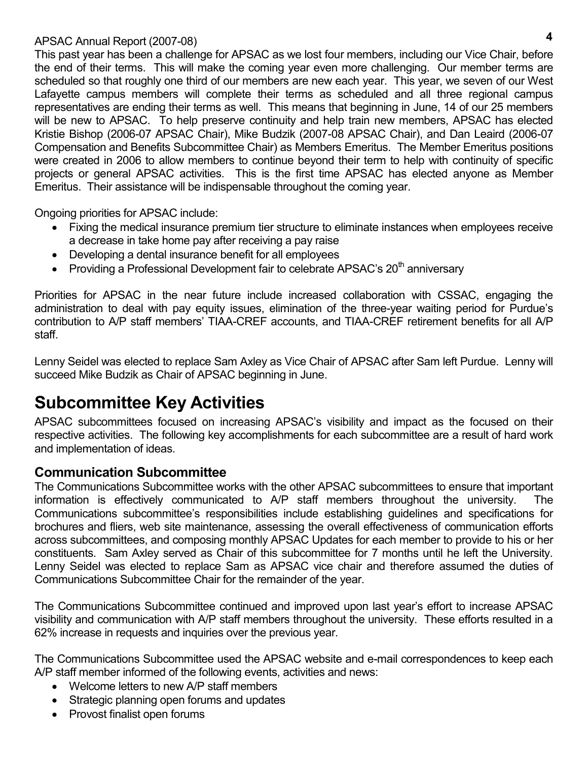This past year has been a challenge for APSAC as we lost four members, including our Vice Chair, before the end of their terms. This will make the coming year even more challenging. Our member terms are scheduled so that roughly one third of our members are new each year. This year, we seven of our West Lafayette campus members will complete their terms as scheduled and all three regional campus representatives are ending their terms as well. This means that beginning in June, 14 of our 25 members will be new to APSAC. To help preserve continuity and help train new members, APSAC has elected Kristie Bishop (2006-07 APSAC Chair), Mike Budzik (2007-08 APSAC Chair), and Dan Leaird (2006-07 Compensation and Benefits Subcommittee Chair) as Members Emeritus. The Member Emeritus positions were created in 2006 to allow members to continue beyond their term to help with continuity of specific projects or general APSAC activities. This is the first time APSAC has elected anyone as Member Emeritus. Their assistance will be indispensable throughout the coming year.

Ongoing priorities for APSAC include:

- Fixing the medical insurance premium tier structure to eliminate instances when employees receive a decrease in take home pay after receiving a pay raise
- Developing a dental insurance benefit for all employees
- Providing a Professional Development fair to celebrate APSAC's 20th anniversary

Priorities for APSAC in the near future include increased collaboration with CSSAC, engaging the administration to deal with pay equity issues, elimination of the three-year waiting period for Purdue's contribution to A/P staff members' TIAA-CREF accounts, and TIAA-CREF retirement benefits for all A/P staff.

Lenny Seidel was elected to replace Sam Axley as Vice Chair of APSAC after Sam left Purdue. Lenny will succeed Mike Budzik as Chair of APSAC beginning in June.

# Subcommittee Key Activities

APSAC subcommittees focused on increasing APSAC's visibility and impact as the focused on their respective activities. The following key accomplishments for each subcommittee are a result of hard work and implementation of ideas.

## Communication Subcommittee

The Communications Subcommittee works with the other APSAC subcommittees to ensure that important information is effectively communicated to A/P staff members throughout the university. The Communications subcommittee's responsibilities include establishing guidelines and specifications for brochures and fliers, web site maintenance, assessing the overall effectiveness of communication efforts across subcommittees, and composing monthly APSAC Updates for each member to provide to his or her constituents. Sam Axley served as Chair of this subcommittee for 7 months until he left the University. Lenny Seidel was elected to replace Sam as APSAC vice chair and therefore assumed the duties of Communications Subcommittee Chair for the remainder of the year.

The Communications Subcommittee continued and improved upon last year's effort to increase APSAC visibility and communication with A/P staff members throughout the university. These efforts resulted in a 62% increase in requests and inquiries over the previous year.

The Communications Subcommittee used the APSAC website and e-mail correspondences to keep each A/P staff member informed of the following events, activities and news:

- Welcome letters to new A/P staff members
- Strategic planning open forums and updates
- Provost finalist open forums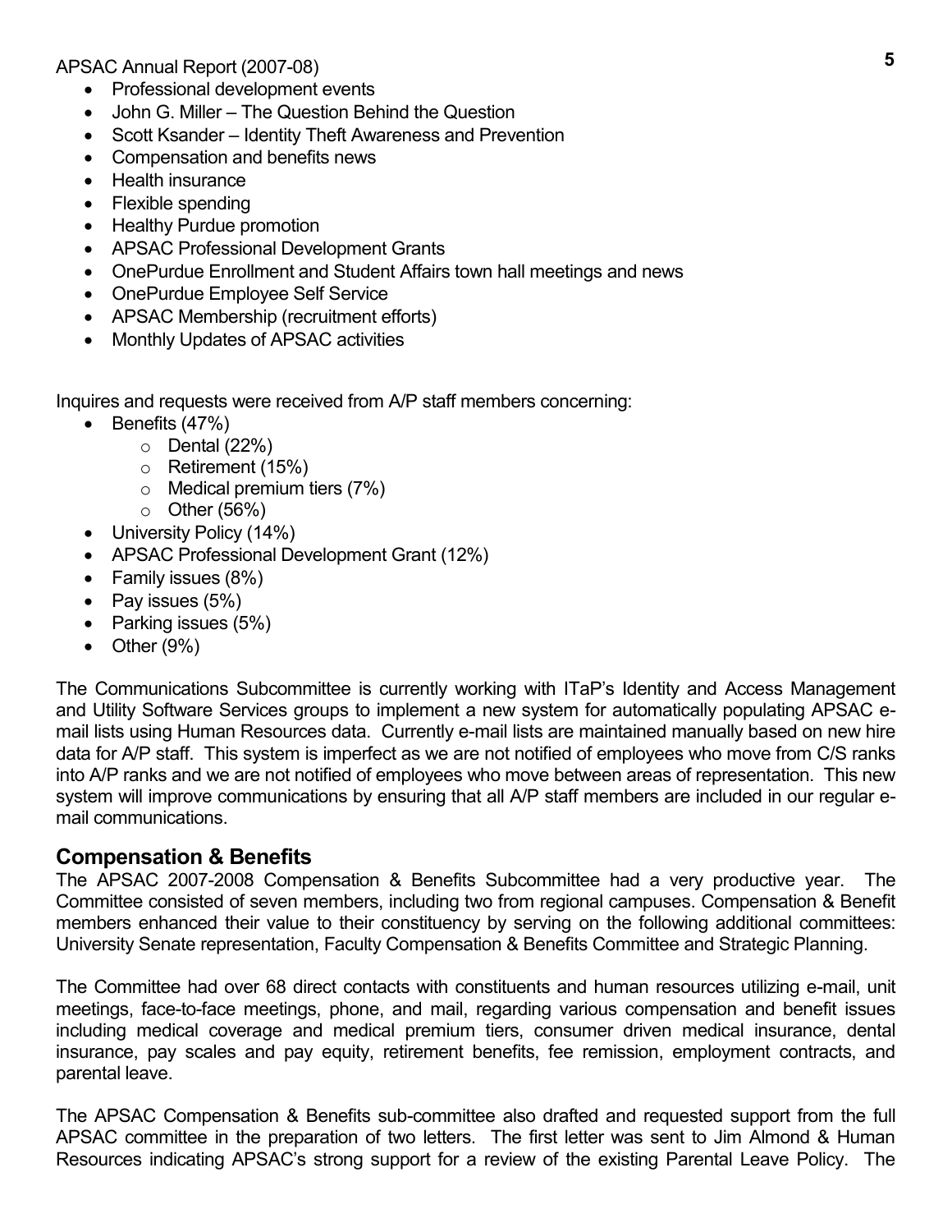- Professional development events
- John G. Miller – The Question Behind the Question
- Scott Ksander – Identity Theft Awareness and Prevention
- Compensation and benefits news
- Health insurance
- Flexible spending
- Healthy Purdue promotion
- APSAC Professional Development Grants
- OnePurdue Enrollment and Student Affairs town hall meetings and news
- OnePurdue Employee Self Service
- APSAC Membership (recruitment efforts)
- Monthly Updates of APSAC activities

Inquires and requests were received from A/P staff members concerning:

- Benefits (47%)
  - Dental (22%)
  - Retirement (15%)
  - Medical premium tiers (7%)
  - Other (56%)
- University Policy (14%)
- APSAC Professional Development Grant (12%)
- Family issues (8%)
- Pay issues (5%)
- Parking issues (5%)
- Other (9%)

The Communications Subcommittee is currently working with ITaP's Identity and Access Management and Utility Software Services groups to implement a new system for automatically populating APSAC e-mail lists using Human Resources data. Currently e-mail lists are maintained manually based on new hire data for A/P staff. This system is imperfect as we are not notified of employees who move from C/S ranks into A/P ranks and we are not notified of employees who move between areas of representation. This new system will improve communications by ensuring that all A/P staff members are included in our regular e-mail communications.

## Compensation & Benefits

The APSAC 2007-2008 Compensation & Benefits Subcommittee had a very productive year. The Committee consisted of seven members, including two from regional campuses. Compensation & Benefit members enhanced their value to their constituency by serving on the following additional committees: University Senate representation, Faculty Compensation & Benefits Committee and Strategic Planning.

The Committee had over 68 direct contacts with constituents and human resources utilizing e-mail, unit meetings, face-to-face meetings, phone, and mail, regarding various compensation and benefit issues including medical coverage and medical premium tiers, consumer driven medical insurance, dental insurance, pay scales and pay equity, retirement benefits, fee remission, employment contracts, and parental leave.

The APSAC Compensation & Benefits sub-committee also drafted and requested support from the full APSAC committee in the preparation of two letters. The first letter was sent to Jim Almond & Human Resources indicating APSAC's strong support for a review of the existing Parental Leave Policy. The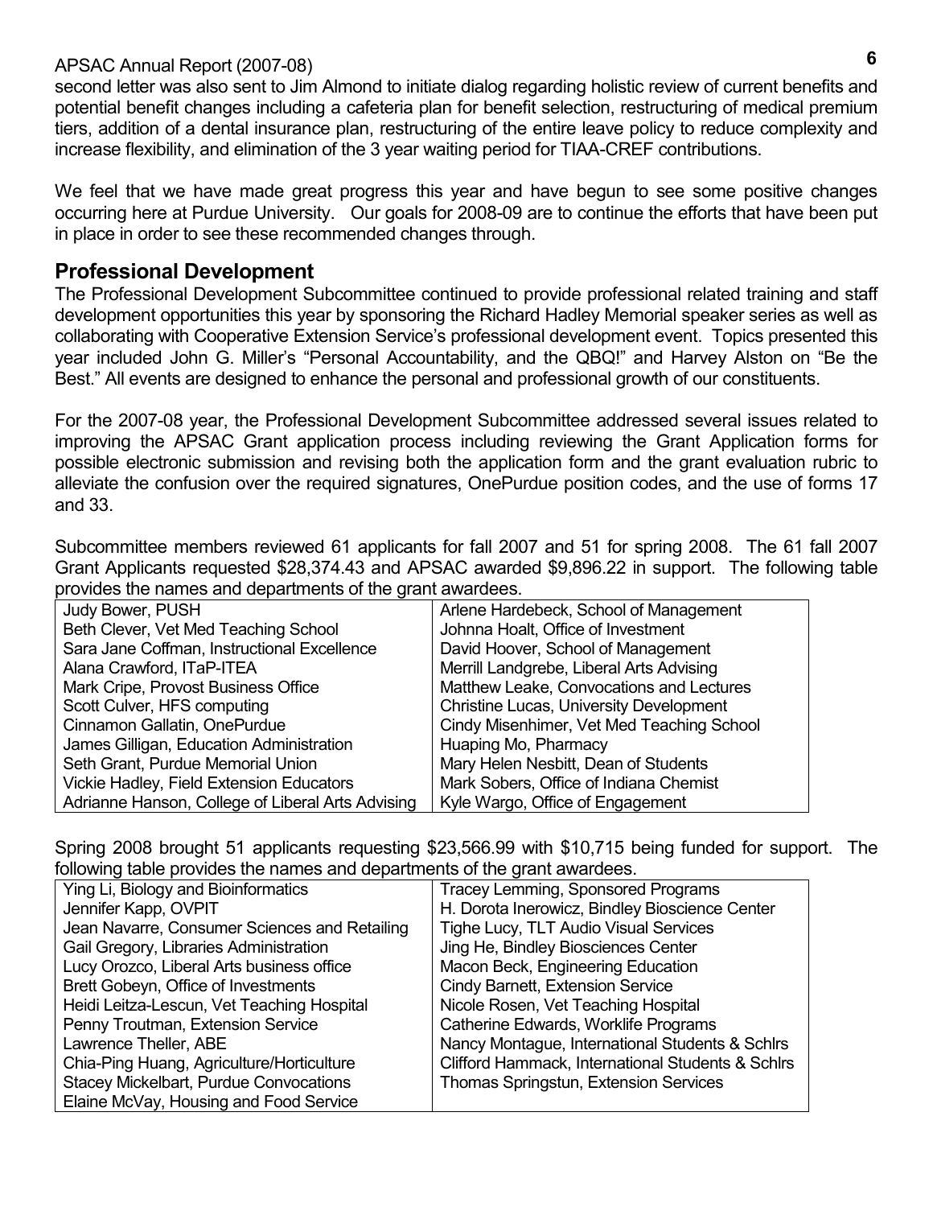second letter was also sent to Jim Almond to initiate dialog regarding holistic review of current benefits and potential benefit changes including a cafeteria plan for benefit selection, restructuring of medical premium tiers, addition of a dental insurance plan, restructuring of the entire leave policy to reduce complexity and increase flexibility, and elimination of the 3 year waiting period for TIAA-CREF contributions.

We feel that we have made great progress this year and have begun to see some positive changes occurring here at Purdue University. Our goals for 2008-09 are to continue the efforts that have been put in place in order to see these recommended changes through.

## Professional Development

The Professional Development Subcommittee continued to provide professional related training and staff development opportunities this year by sponsoring the Richard Hadley Memorial speaker series as well as collaborating with Cooperative Extension Service's professional development event. Topics presented this year included John G. Miller's "Personal Accountability, and the QBQ!" and Harvey Alston on "Be the Best." All events are designed to enhance the personal and professional growth of our constituents.

For the 2007-08 year, the Professional Development Subcommittee addressed several issues related to improving the APSAC Grant application process including reviewing the Grant Application forms for possible electronic submission and revising both the application form and the grant evaluation rubric to alleviate the confusion over the required signatures, OnePurdue position codes, and the use of forms 17 and 33.

Subcommittee members reviewed 61 applicants for fall 2007 and 51 for spring 2008. The 61 fall 2007 Grant Applicants requested $28,374.43 and APSAC awarded $9,896.22 in support. The following table provides the names and departments of the grant awardees.

| | |
|---|---|
| Judy Bower, PUSH | Arlene Hardebeck, School of Management |
| Beth Clever, Vet Med Teaching School | Johnna Hoalt, Office of Investment |
| Sara Jane Coffman, Instructional Excellence | David Hoover, School of Management |
| Alana Crawford, ITaP-ITEA | Merrill Landgrebe, Liberal Arts Advising |
| Mark Cripe, Provost Business Office | Matthew Leake, Convocations and Lectures |
| Scott Culver, HFS computing | Christine Lucas, University Development |
| Cinnamon Gallatin, OnePurdue | Cindy Misenhimer, Vet Med Teaching School |
| James Gilligan, Education Administration | Huaping Mo, Pharmacy |
| Seth Grant, Purdue Memorial Union | Mary Helen Nesbitt, Dean of Students |
| Vickie Hadley, Field Extension Educators | Mark Sobers, Office of Indiana Chemist |
| Adrianne Hanson, College of Liberal Arts Advising | Kyle Wargo, Office of Engagement |

Spring 2008 brought 51 applicants requesting $23,566.99 with $10,715 being funded for support. The following table provides the names and departments of the grant awardees.

| | |
|---|---|
| Ying Li, Biology and Bioinformatics | Tracey Lemming, Sponsored Programs |
| Jennifer Kapp, OVPIT | H. Dorota Inerowicz, Bindley Bioscience Center |
| Jean Navarre, Consumer Sciences and Retailing | Tighe Lucy, TLT Audio Visual Services |
| Gail Gregory, Libraries Administration | Jing He, Bindley Biosciences Center |
| Lucy Orozco, Liberal Arts business office | Macon Beck, Engineering Education |
| Brett Gobeyn, Office of Investments | Cindy Barnett, Extension Service |
| Heidi Leitza-Lescun, Vet Teaching Hospital | Nicole Rosen, Vet Teaching Hospital |
| Penny Troutman, Extension Service | Catherine Edwards, Worklife Programs |
| Lawrence Theller, ABE | Nancy Montague, International Students & Schlrs |
| Chia-Ping Huang, Agriculture/Horticulture | Clifford Hammack, International Students & Schlrs |
| Stacey Mickelbart, Purdue Convocations | Thomas Springstun, Extension Services |
| Elaine McVay, Housing and Food Service | |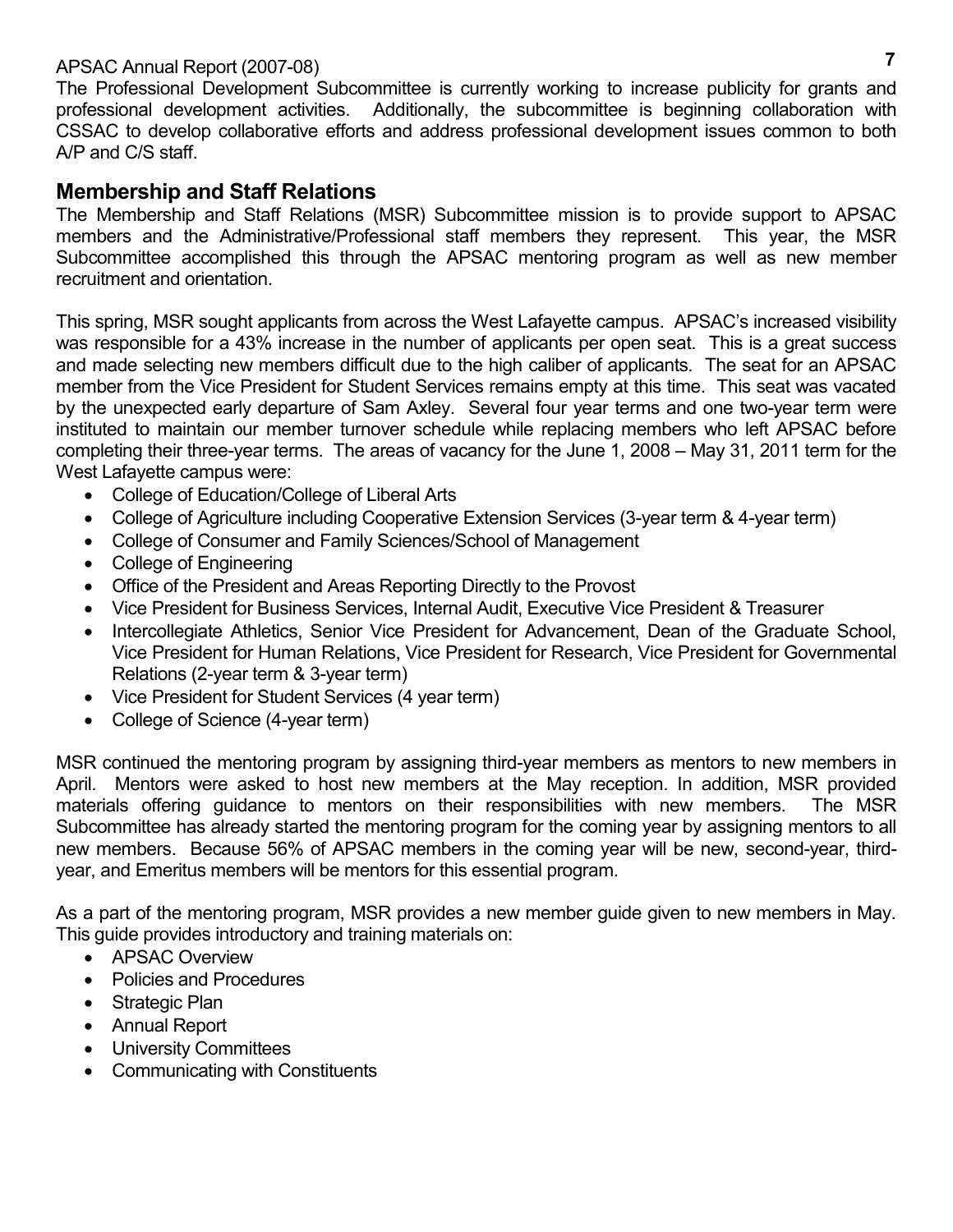The Professional Development Subcommittee is currently working to increase publicity for grants and professional development activities. Additionally, the subcommittee is beginning collaboration with CSSAC to develop collaborative efforts and address professional development issues common to both A/P and C/S staff.

## Membership and Staff Relations

The Membership and Staff Relations (MSR) Subcommittee mission is to provide support to APSAC members and the Administrative/Professional staff members they represent. This year, the MSR Subcommittee accomplished this through the APSAC mentoring program as well as new member recruitment and orientation.

This spring, MSR sought applicants from across the West Lafayette campus. APSAC's increased visibility was responsible for a 43% increase in the number of applicants per open seat. This is a great success and made selecting new members difficult due to the high caliber of applicants. The seat for an APSAC member from the Vice President for Student Services remains empty at this time. This seat was vacated by the unexpected early departure of Sam Axley. Several four year terms and one two-year term were instituted to maintain our member turnover schedule while replacing members who left APSAC before completing their three-year terms. The areas of vacancy for the June 1, 2008 – May 31, 2011 term for the West Lafayette campus were:

- College of Education/College of Liberal Arts
- College of Agriculture including Cooperative Extension Services (3-year term & 4-year term)
- College of Consumer and Family Sciences/School of Management
- College of Engineering
- Office of the President and Areas Reporting Directly to the Provost
- Vice President for Business Services, Internal Audit, Executive Vice President & Treasurer
- Intercollegiate Athletics, Senior Vice President for Advancement, Dean of the Graduate School, Vice President for Human Relations, Vice President for Research, Vice President for Governmental Relations (2-year term & 3-year term)
- Vice President for Student Services (4 year term)
- College of Science (4-year term)

MSR continued the mentoring program by assigning third-year members as mentors to new members in April. Mentors were asked to host new members at the May reception. In addition, MSR provided materials offering guidance to mentors on their responsibilities with new members. The MSR Subcommittee has already started the mentoring program for the coming year by assigning mentors to all new members. Because 56% of APSAC members in the coming year will be new, second-year, third-year, and Emeritus members will be mentors for this essential program.

As a part of the mentoring program, MSR provides a new member guide given to new members in May. This guide provides introductory and training materials on:

- APSAC Overview
- Policies and Procedures
- Strategic Plan
- Annual Report
- University Committees
- Communicating with Constituents